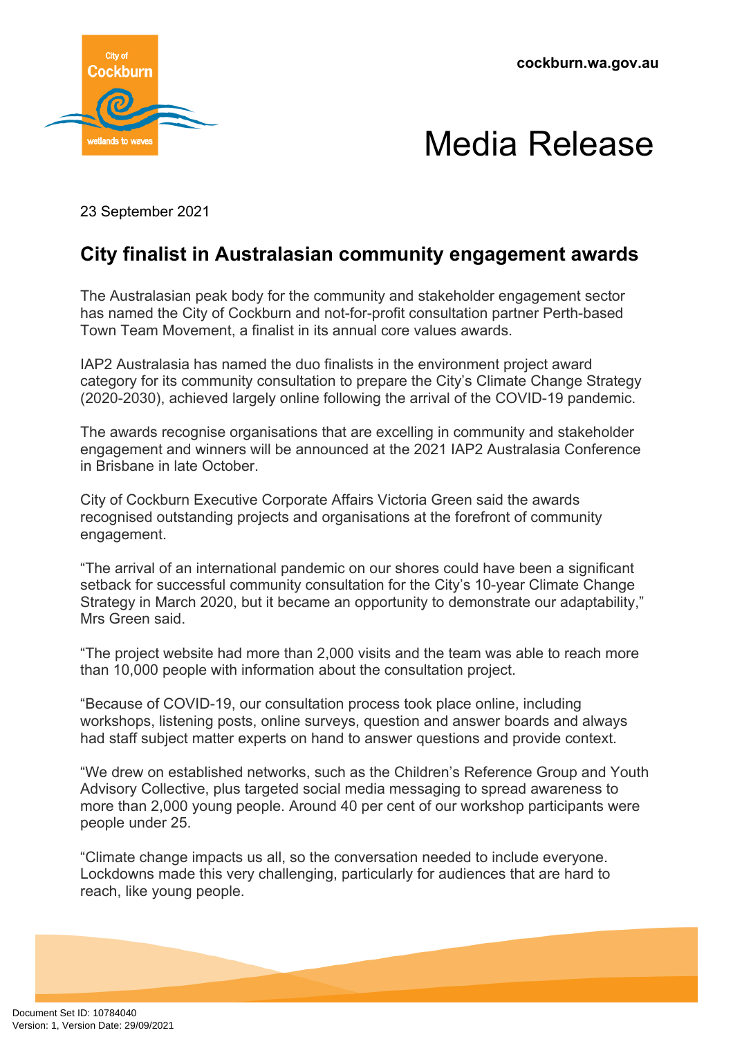cockburn.wa.gov.au

# Media Release

23 September 2021

## City finalist in Australasian community engagement awards

The Australasian peak body for the community and stakeholder engagement sector has named the City of Cockburn and not-for-profit consultation partner Perth-based Town Team Movement, a finalist in its annual core values awards.

IAP2 Australasia has named the duo finalists in the environment project award category for its community consultation to prepare the City's Climate Change Strategy (2020-2030), achieved largely online following the arrival of the COVID-19 pandemic.

The awards recognise organisations that are excelling in community and stakeholder engagement and winners will be announced at the 2021 IAP2 Australasia Conference in Brisbane in late October.

City of Cockburn Executive Corporate Affairs Victoria Green said the awards recognised outstanding projects and organisations at the forefront of community engagement.

"The arrival of an international pandemic on our shores could have been a significant setback for successful community consultation for the City's 10-year Climate Change Strategy in March 2020, but it became an opportunity to demonstrate our adaptability," Mrs Green said.

"The project website had more than 2,000 visits and the team was able to reach more than 10,000 people with information about the consultation project.

"Because of COVID-19, our consultation process took place online, including workshops, listening posts, online surveys, question and answer boards and always had staff subject matter experts on hand to answer questions and provide context.

"We drew on established networks, such as the Children's Reference Group and Youth Advisory Collective, plus targeted social media messaging to spread awareness to more than 2,000 young people. Around 40 per cent of our workshop participants were people under 25.

"Climate change impacts us all, so the conversation needed to include everyone. Lockdowns made this very challenging, particularly for audiences that are hard to reach, like young people.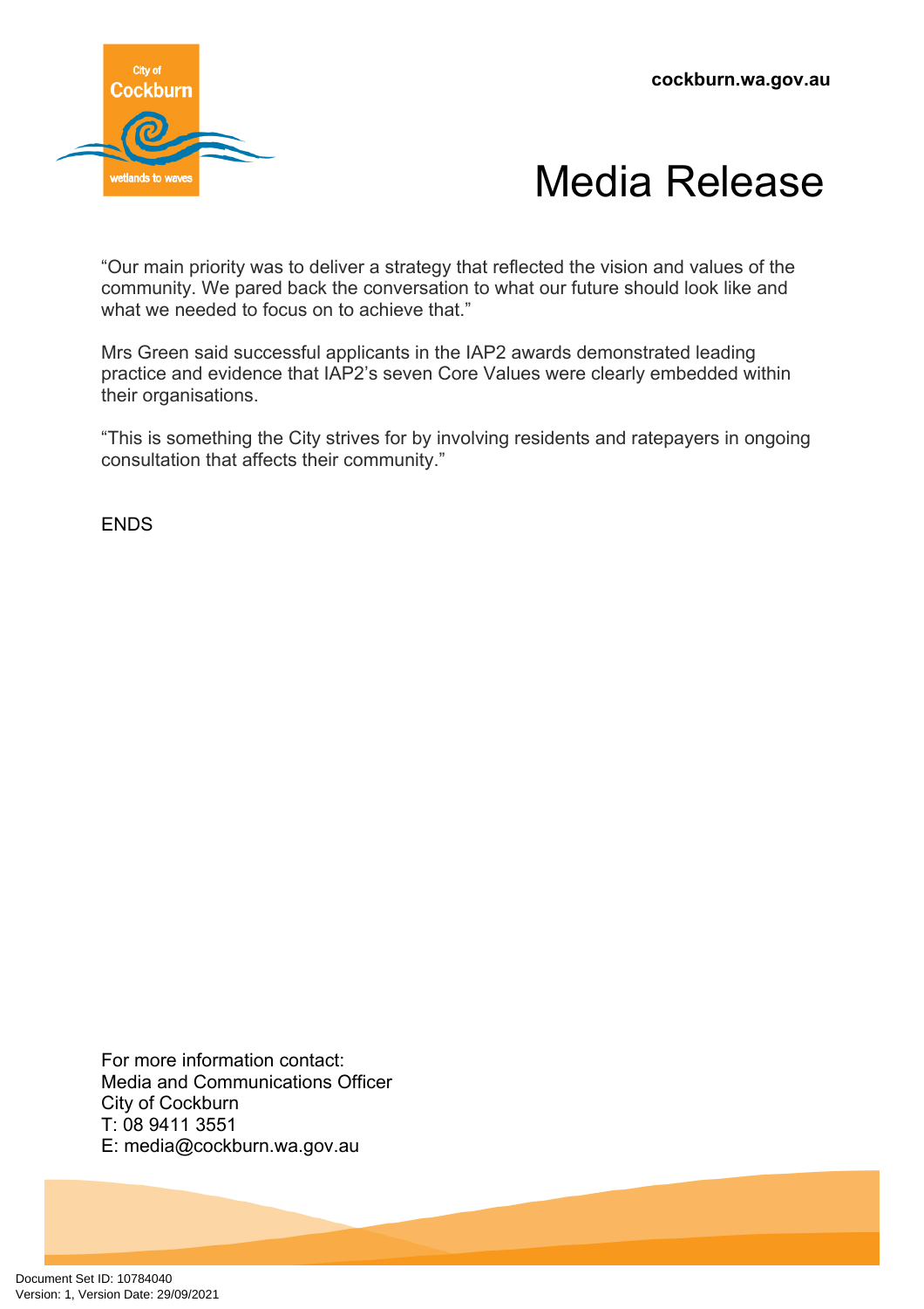cockburn.wa.gov.au

# Media Release

"Our main priority was to deliver a strategy that reflected the vision and values of the community. We pared back the conversation to what our future should look like and what we needed to focus on to achieve that."

Mrs Green said successful applicants in the IAP2 awards demonstrated leading practice and evidence that IAP2's seven Core Values were clearly embedded within their organisations.

"This is something the City strives for by involving residents and ratepayers in ongoing consultation that affects their community."

ENDS

For more information contact:
Media and Communications Officer
City of Cockburn
T: 08 9411 3551
E: media@cockburn.wa.gov.au

Document Set ID: 10784040
Version: 1, Version Date: 29/09/2021